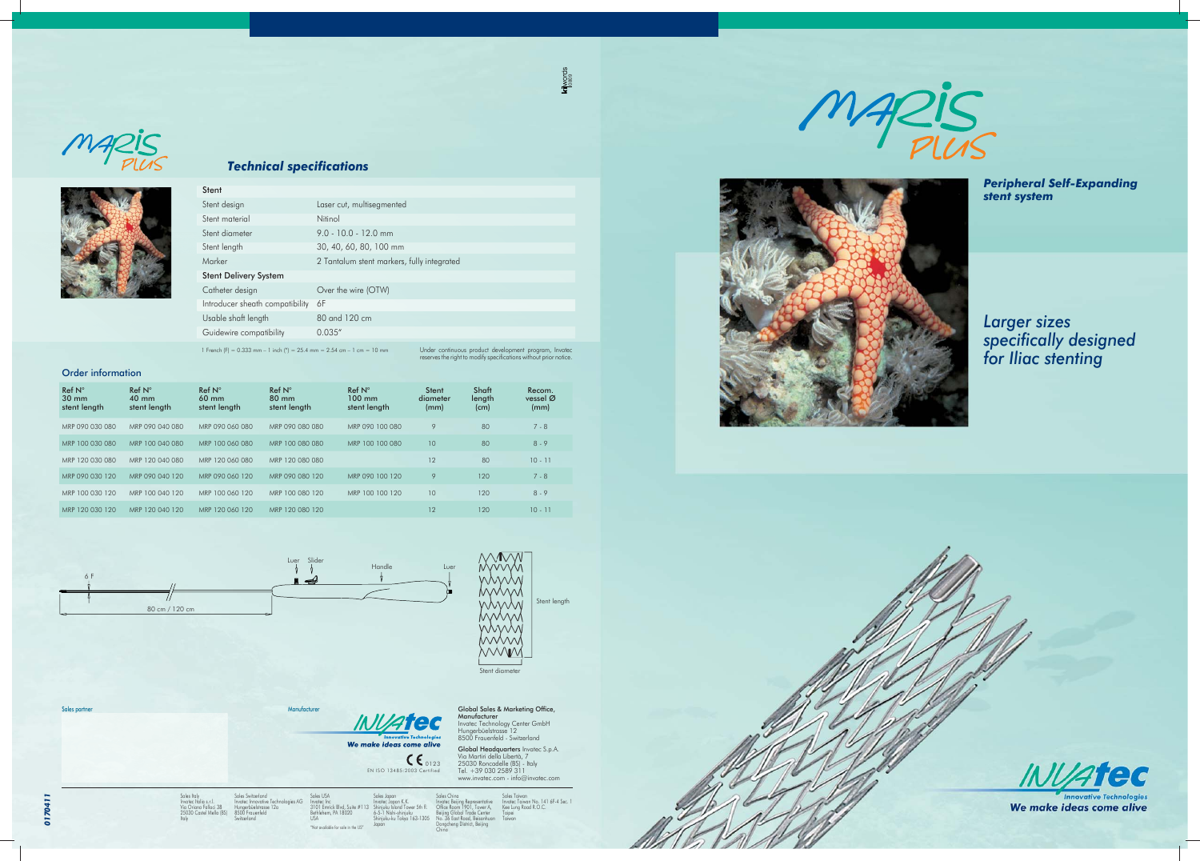# MARIS PLUS

## Peripheral Self-Expanding stent system

*Larger sizes specifically designed for Iliac stenting*

## Technical specifications

| Stent | |
|---|---|
| Stent design | Laser cut, multisegmented |
| Stent material | Nitinol |
| Stent diameter | 9.0 - 10.0 - 12.0 mm |
| Stent length | 30, 40, 60, 80, 100 mm |
| Marker | 2 Tantalum stent markers, fully integrated |
| **Stent Delivery System** | |
| Catheter design | Over the wire (OTW) |
| Introducer sheath compatibility | 6F |
| Usable shaft length | 80 and 120 cm |
| Guidewire compatibility | 0.035" |

1 French (F) = 0.333 mm - 1 inch (") = 25.4 mm = 2.54 cm - 1 cm = 10 mm

Under continuous product development program, Invatec reserves the right to modify specifications without prior notice.

## Order information

| Ref N° 30 mm stent length | Ref N° 40 mm stent length | Ref N° 60 mm stent length | Ref N° 80 mm stent length | Ref N° 100 mm stent length | Stent diameter (mm) | Shaft length (cm) | Recom. vessel Ø (mm) |
|---|---|---|---|---|---|---|---|
| MRP 090 030 080 | MRP 090 040 080 | MRP 090 060 080 | MRP 090 080 080 | MRP 090 100 080 | 9 | 80 | 7 - 8 |
| MRP 100 030 080 | MRP 100 040 080 | MRP 100 060 080 | MRP 100 080 080 | MRP 100 100 080 | 10 | 80 | 8 - 9 |
| MRP 120 030 080 | MRP 120 040 080 | MRP 120 060 080 | MRP 120 080 080 | | 12 | 80 | 10 - 11 |
| MRP 090 030 120 | MRP 090 040 120 | MRP 090 060 120 | MRP 090 080 120 | MRP 090 100 120 | 9 | 120 | 7 - 8 |
| MRP 100 030 120 | MRP 100 040 120 | MRP 100 060 120 | MRP 100 080 120 | MRP 100 100 120 | 10 | 120 | 8 - 9 |
| MRP 120 030 120 | MRP 120 040 120 | MRP 120 060 120 | MRP 120 080 120 | | 12 | 120 | 10 - 11 |

6 F — Luer — Slider — Handle — Luer — 80 cm / 120 cm — Stent length — Stent diameter

Sales partner

Manufacturer

INVATEC Innovative Technologies
We make ideas come alive

CE 0123
EN ISO 13485:2003 Certified

**Global Sales & Marketing Office, Manufacturer**
Invatec Technology Center GmbH
Hungerbüelstrasse 12
8500 Frauenfeld - Switzerland

**Global Headquarters** Invatec S.p.A.
Via Martiri della Libertà, 7
25030 Roncadelle (BS) - Italy
Tel. +39 030 2589 311
www.invatec.com - info@invatec.com

Sales Italy
Invatec Italia s.r.l.
Via Oriana Fallaci 38
25030 Castel Mella (BS)
Italy

Sales Switzerland
Invatec Innovative Technologies AG
Hungerbüelstrasse 12a
8500 Frauenfeld
Switzerland

Sales USA
Invatec Inc.
3101 Emrick Blvd, Suite #113
Bethlehem, PA 18020
USA

*Not available for sale in the US*

Sales Japan
Invatec Japan K.K.
Shinjuku Island Tower 5th fl.
6-5-1 Nishi-shinjuku
Shinjuku-ku Tokyo 163-1305
Japan

Sales China
Invatec Beijing Representative
Office Room 1901, Tower A,
Beijing Global Trade Center
No. 36 East Road, Beisanhuan
Dongcheng District, Beijing
China

Sales Taiwan
Invatec Taiwan No. 141 6F-4 Sec. 1
Kee Lung Road R.O.C.
Taipei
Taiwan

0170411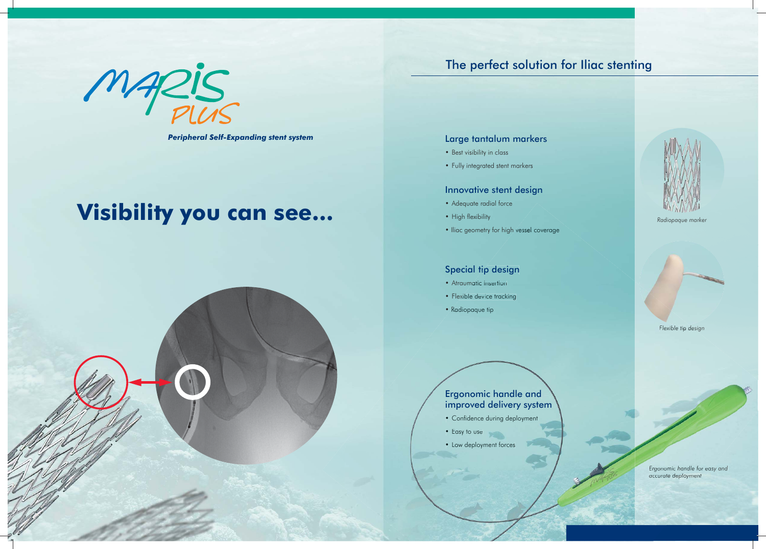MARIS PLUS

*Peripheral Self-Expanding stent system*

# Visibility you can see...

## The perfect solution for Iliac stenting

### Large tantalum markers

- Best visibility in class
- Fully integrated stent markers

### Innovative stent design

- Adequate radial force
- High flexibility
- Iliac geometry for high vessel coverage

### Special tip design

- Atraumatic insertion
- Flexible device tracking
- Radiopaque tip

### Ergonomic handle and improved delivery system

- Confidence during deployment
- Easy to use
- Low deployment forces

*Radiopaque marker*

*Flexible tip design*

*Ergonomic handle for easy and accurate deployment*